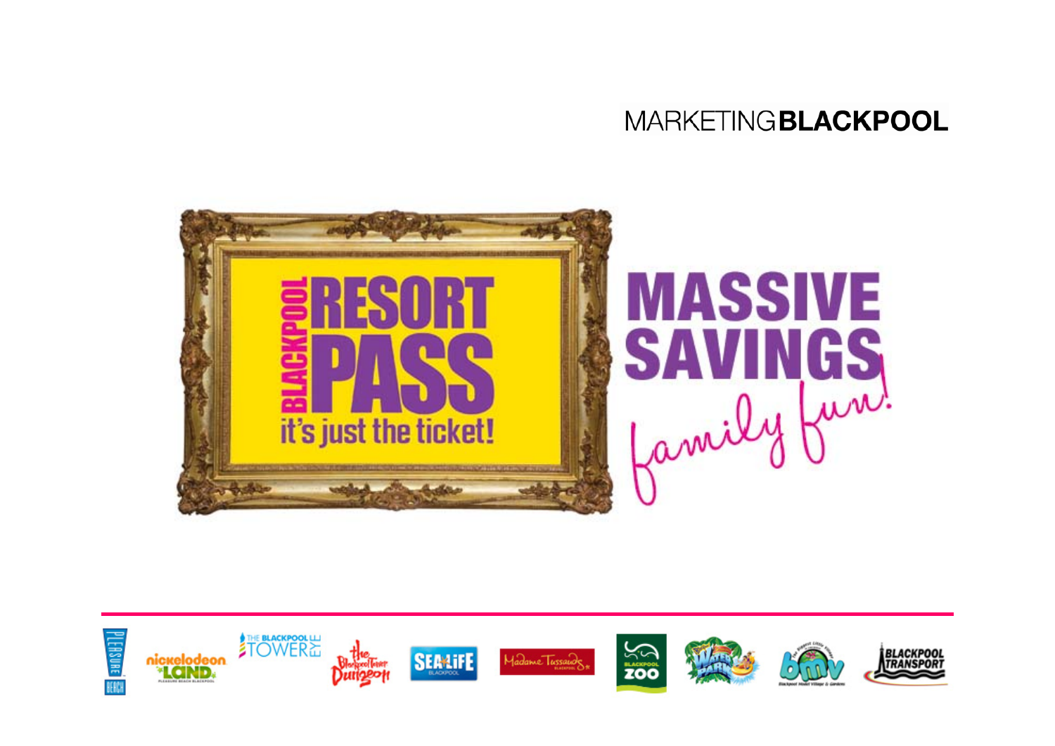MARKETING**BLACKPOOL**

# BLACKPOOL RESORT PASS

it's just the ticket!

# MASSIVE SAVINGS

*family fun!*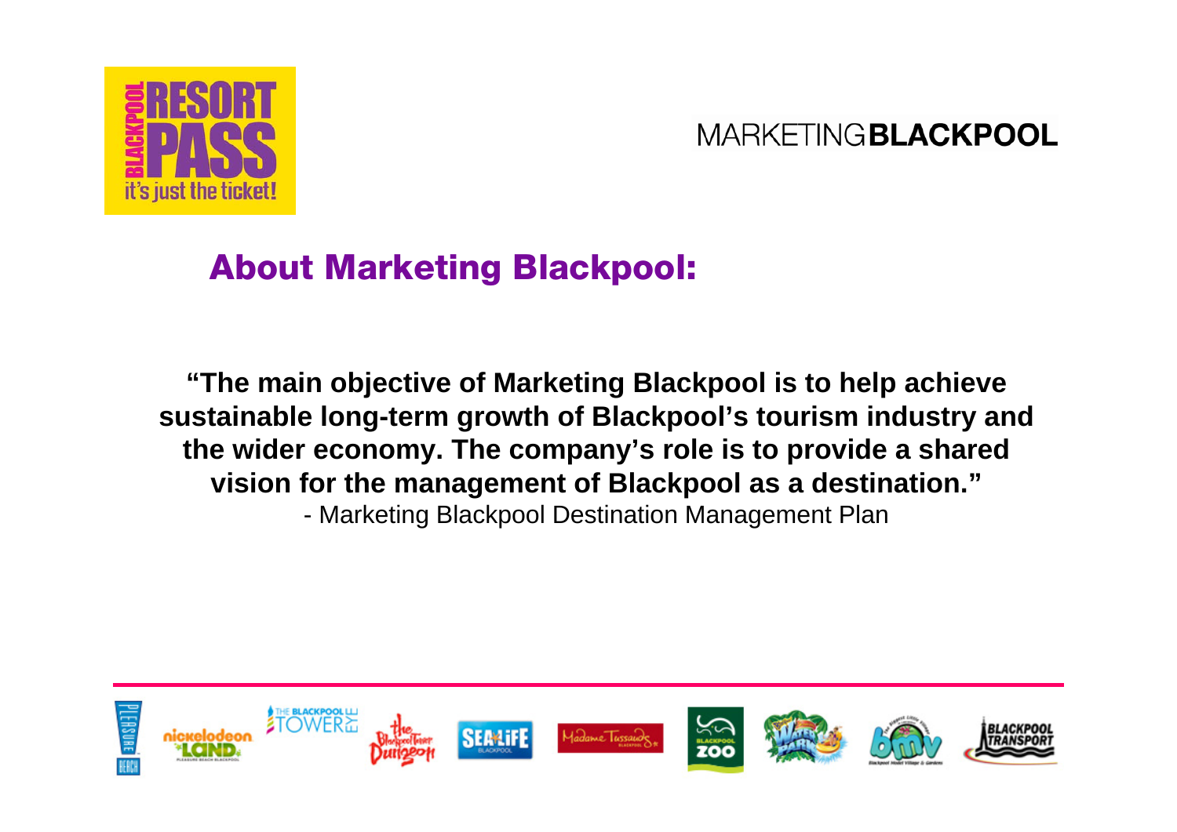## About Marketing Blackpool:

**"The main objective of Marketing Blackpool is to help achieve sustainable long-term growth of Blackpool's tourism industry and the wider economy. The company's role is to provide a shared vision for the management of Blackpool as a destination."**

- Marketing Blackpool Destination Management Plan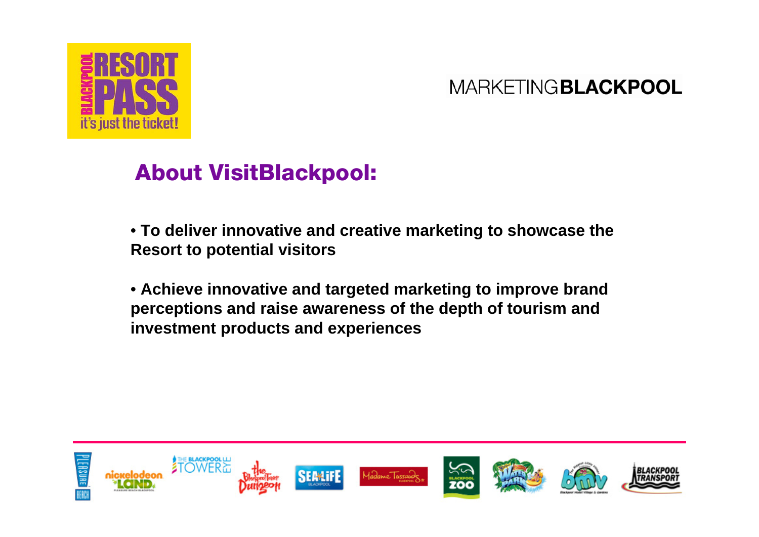## About VisitBlackpool:

- **To deliver innovative and creative marketing to showcase the Resort to potential visitors**

- **Achieve innovative and targeted marketing to improve brand perceptions and raise awareness of the depth of tourism and investment products and experiences**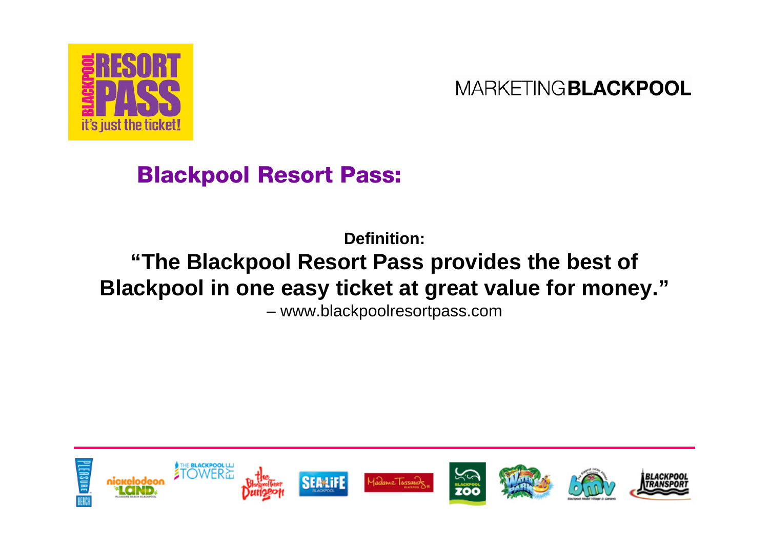MARKETINGBLACKPOOL

## Blackpool Resort Pass:

**Definition:**

**"The Blackpool Resort Pass provides the best of Blackpool in one easy ticket at great value for money."**

– www.blackpoolresortpass.com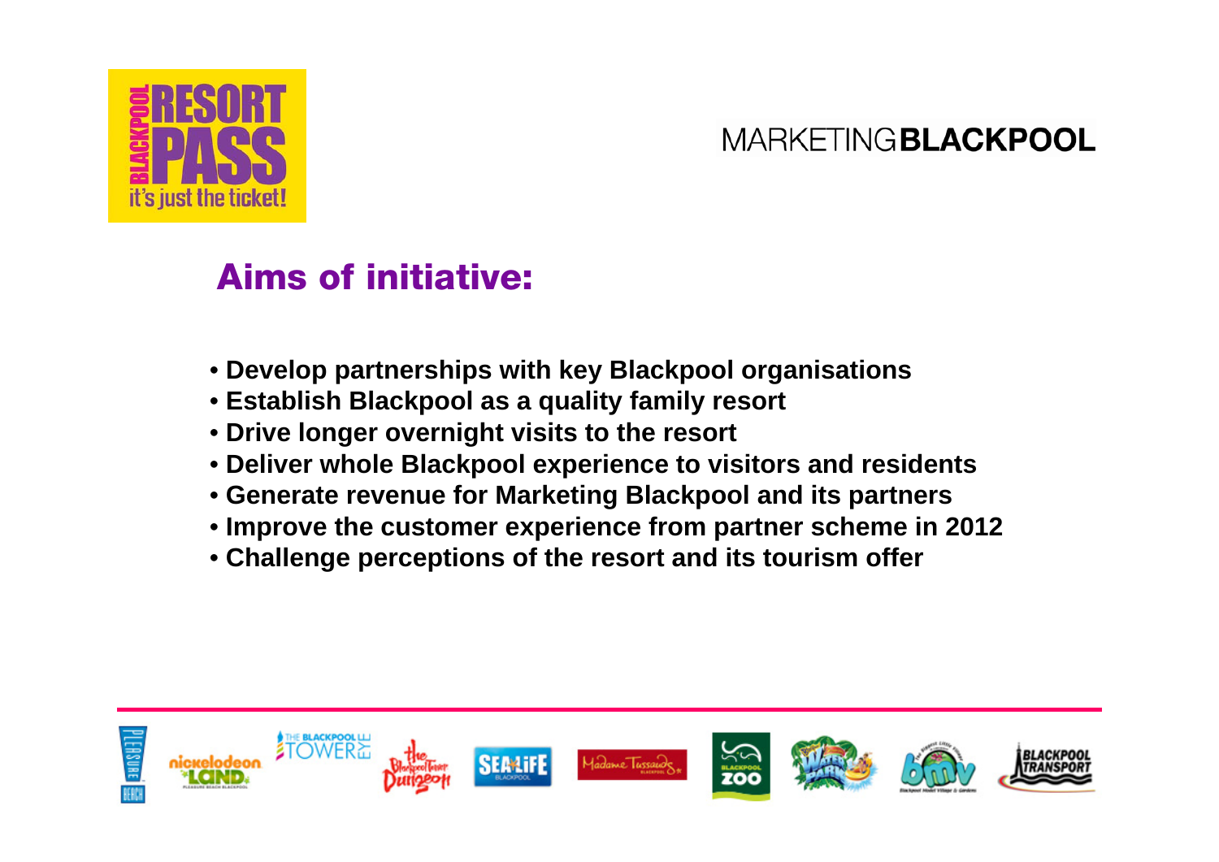## Aims of initiative:

- **Develop partnerships with key Blackpool organisations**
- **Establish Blackpool as a quality family resort**
- **Drive longer overnight visits to the resort**
- **Deliver whole Blackpool experience to visitors and residents**
- **Generate revenue for Marketing Blackpool and its partners**
- **Improve the customer experience from partner scheme in 2012**
- **Challenge perceptions of the resort and its tourism offer**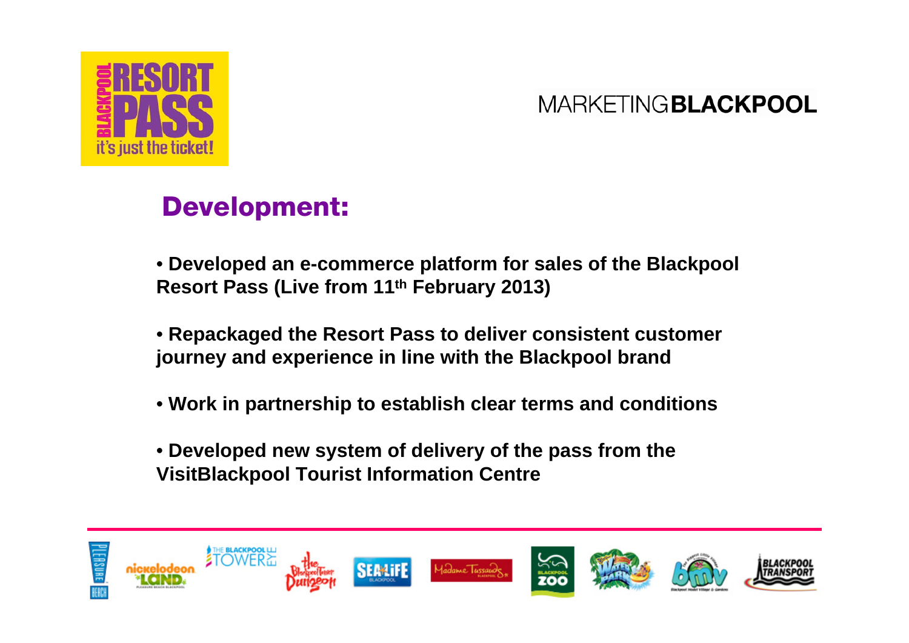## Development:

- **Developed an e-commerce platform for sales of the Blackpool Resort Pass (Live from 11th February 2013)**

- **Repackaged the Resort Pass to deliver consistent customer journey and experience in line with the Blackpool brand**

- **Work in partnership to establish clear terms and conditions**

- **Developed new system of delivery of the pass from the VisitBlackpool Tourist Information Centre**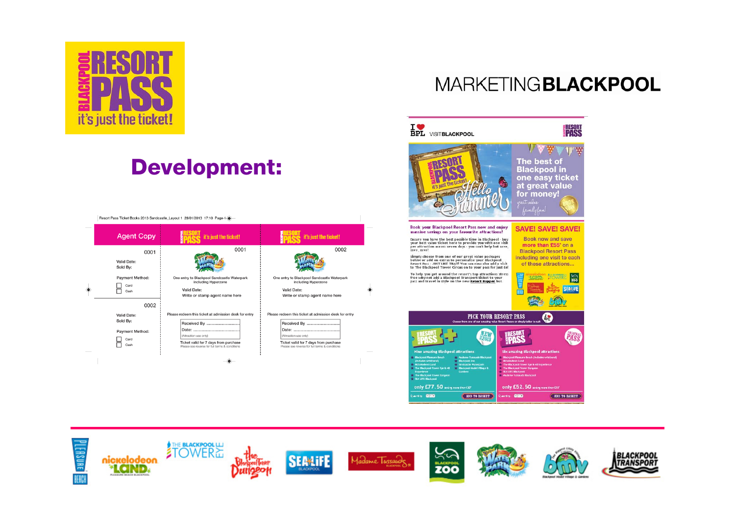# Development:

MARKETING**BLACKPOOL**

Resort Pass Ticket Books 2013 Sandcastle_Layout 1 28/01/2013 17:10 Page 1

**Agent Copy** | BLACKPOOL RESORT PASS it's just the ticket! | BLACKPOOL RESORT PASS it's just the ticket!

0001

Valid Date:
Sold By:

Payment Method:
- Card
- Cash

0002

Valid Date:
Sold By:

Payment Method:
- Card
- Cash

0001

One entry to Blackpool Sandcastle Waterpark including Hyperzone

Valid Date:
Write or stamp agent name here

Please redeem this ticket at admission desk for entry

Received By ...............................
Date: ...............................
(Attraction use only)

Ticket valid for 7 days from purchase
Please see reverse for full terms & conditions

0002

One entry to Blackpool Sandcastle Waterpark including Hyperzone

Valid Date:
Write or stamp agent name here

Please redeem this ticket at admission desk for entry

Received By ...............................
Date: ...............................
(Attraction use only)

Ticket valid for 7 days from purchase
Please see reverse for full terms & conditions

I ❤ BPL VISITBLACKPOOL

The best of Blackpool in one easy ticket at great value for money!

Book your Blackpool Resort Pass now and enjoy massive savings on your favourite attractions!

SAVE! SAVE! SAVE!

Book now and save more than £55* on a Blackpool Resort Pass including one visit to each of these attractions...

PICK YOUR RESORT PASS

Nine amazing Blackpool attractions:

only £77.50

Six amazing Blackpool attractions:

only £52.50

ADD TO BASKET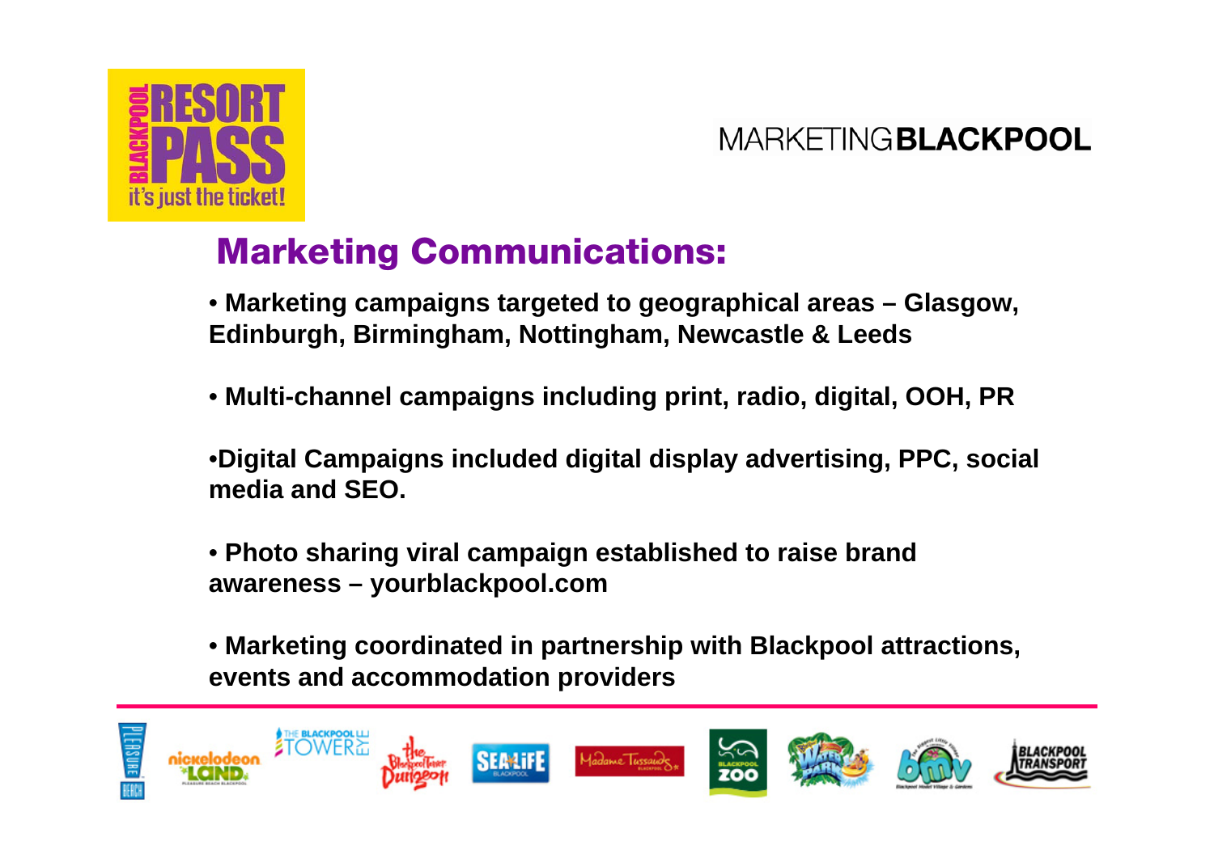## Marketing Communications:

- Marketing campaigns targeted to geographical areas – Glasgow, Edinburgh, Birmingham, Nottingham, Newcastle & Leeds
- Multi-channel campaigns including print, radio, digital, OOH, PR
- Digital Campaigns included digital display advertising, PPC, social media and SEO.
- Photo sharing viral campaign established to raise brand awareness – yourblackpool.com
- Marketing coordinated in partnership with Blackpool attractions, events and accommodation providers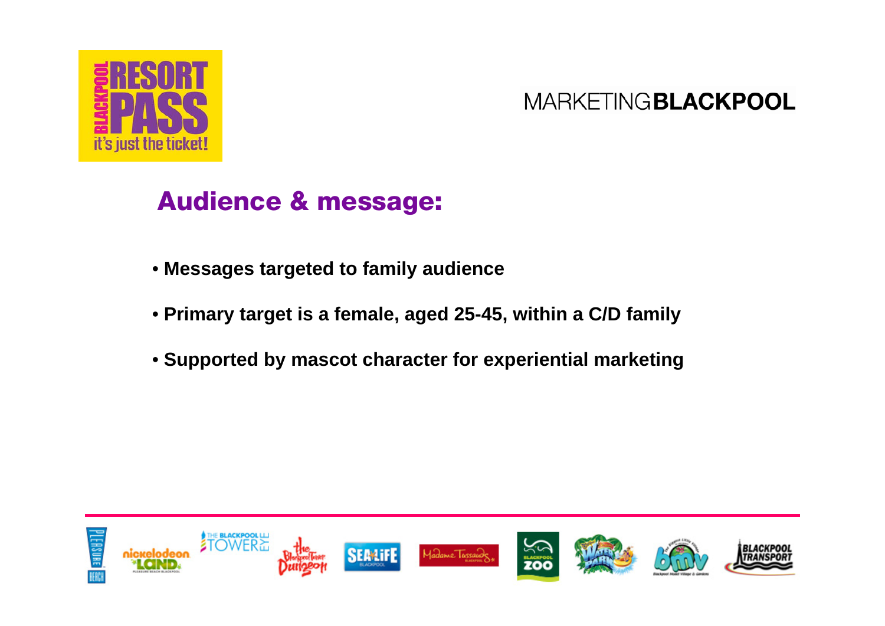## Audience & message:

- Messages targeted to family audience
- Primary target is a female, aged 25-45, within a C/D family
- Supported by mascot character for experiential marketing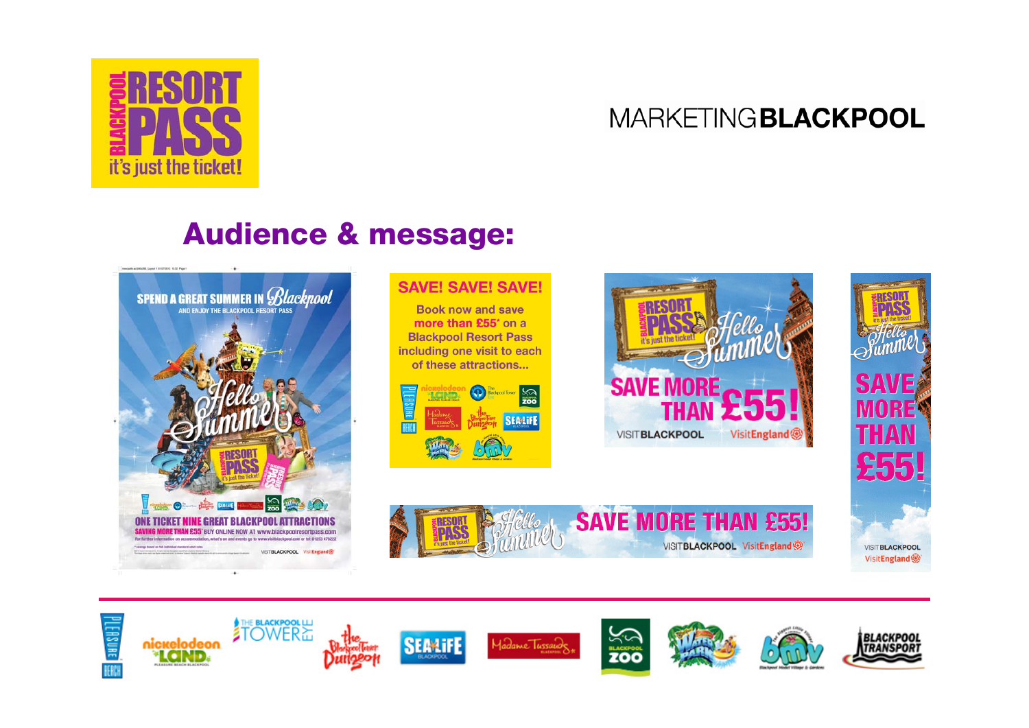MARKETING**BLACKPOOL**

## Audience & message:

SPEND A GREAT SUMMER IN Blackpool

AND ENJOY THE BLACKPOOL RESORT PASS

Hello Summer

ONE TICKET NINE GREAT BLACKPOOL ATTRACTIONS

SAVING MORE THAN £55* BUY ONLINE NOW AT www.blackpoolresortpass.com

For further information on accommodation, what's on and events go to www.visitblackpool.com or tel: 01253 478222

SAVE! SAVE! SAVE!

Book now and save more than £55* on a Blackpool Resort Pass including one visit to each of these attractions...

BLACKPOOL RESORT PASS it's just the ticket! Hello Summer

SAVE MORE THAN £55!

VISITBLACKPOOL VisitEngland

SAVE MORE THAN £55!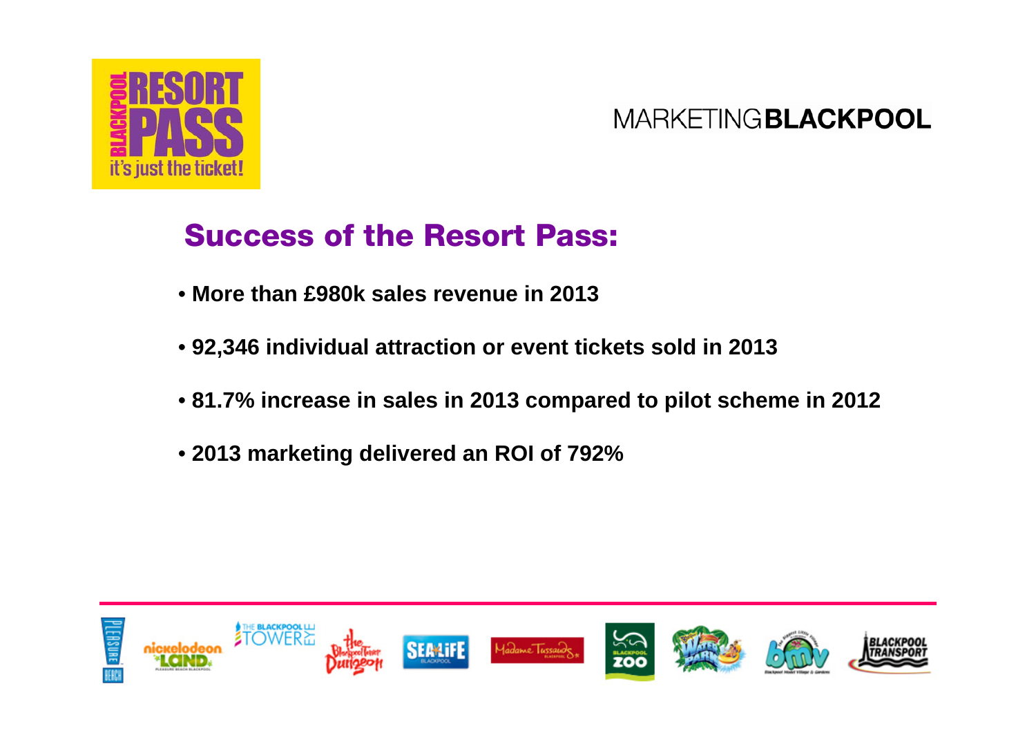BLACKPOOL RESORT PASS
it's just the ticket!

MARKETING**BLACKPOOL**

## Success of the Resort Pass:

- **More than £980k sales revenue in 2013**
- **92,346 individual attraction or event tickets sold in 2013**
- **81.7% increase in sales in 2013 compared to pilot scheme in 2012**
- **2013 marketing delivered an ROI of 792%**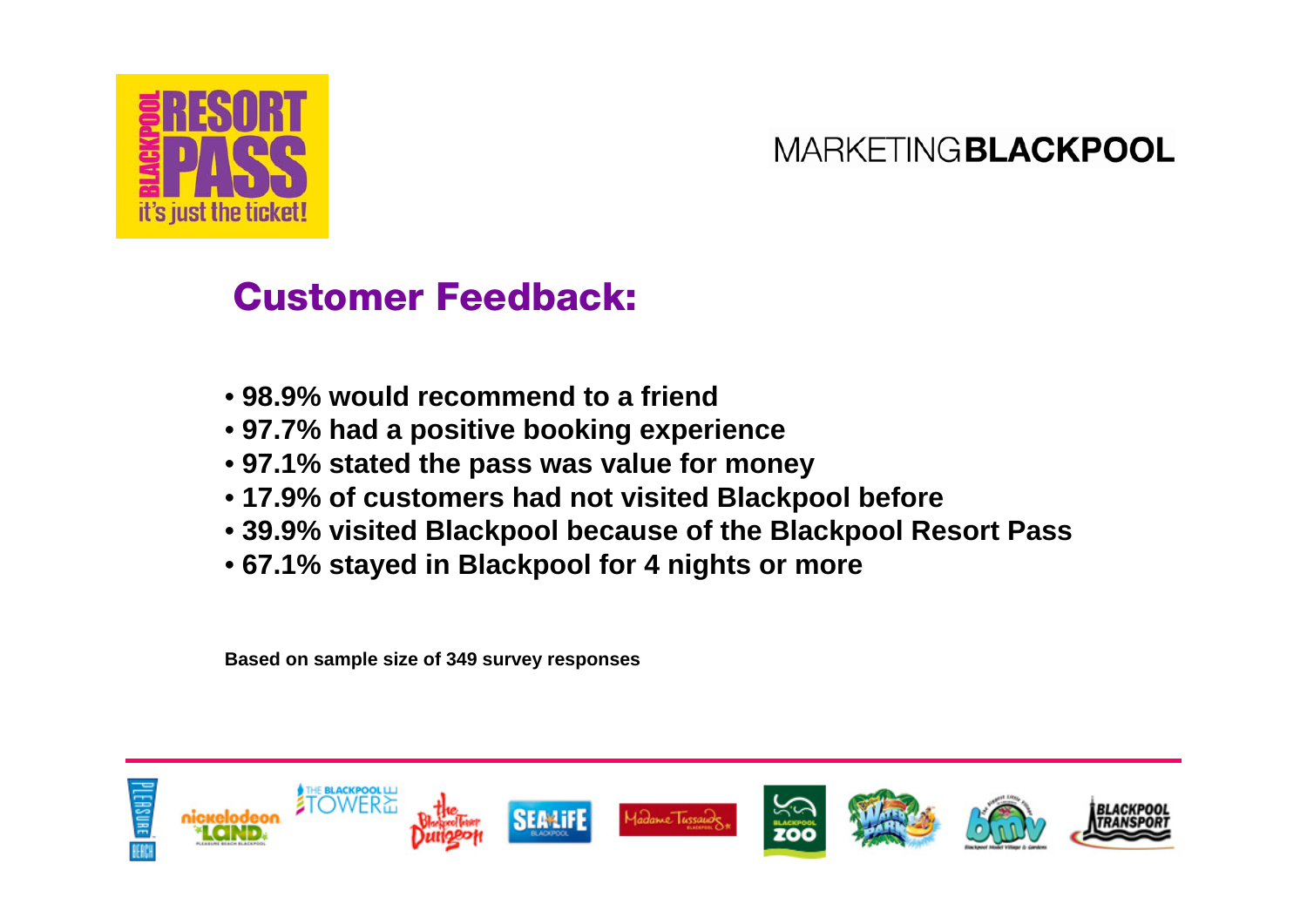MARKETINGBLACKPOOL

## Customer Feedback:

- 98.9% would recommend to a friend
- 97.7% had a positive booking experience
- 97.1% stated the pass was value for money
- 17.9% of customers had not visited Blackpool before
- 39.9% visited Blackpool because of the Blackpool Resort Pass
- 67.1% stayed in Blackpool for 4 nights or more

**Based on sample size of 349 survey responses**